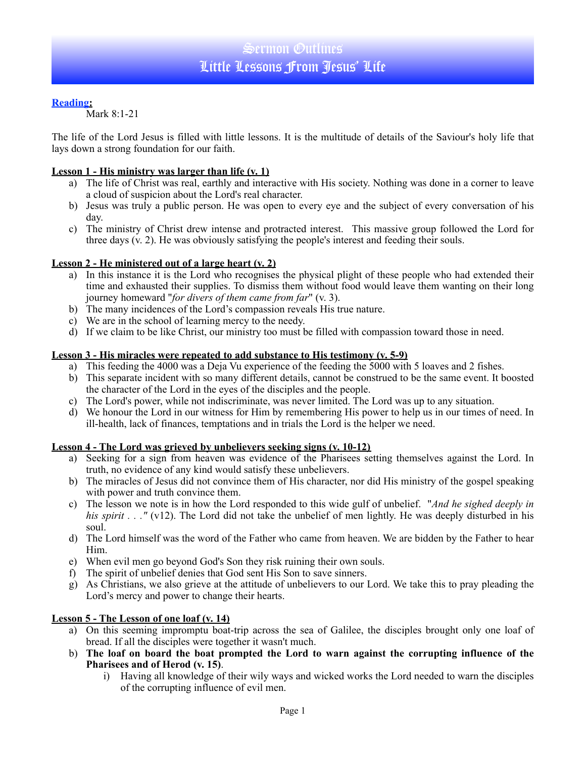# Sermon Outlines
## Little Lessons From Jesus' Life

**Reading:**
Mark 8:1-21

The life of the Lord Jesus is filled with little lessons. It is the multitude of details of the Saviour's holy life that lays down a strong foundation for our faith.

**Lesson 1 - His ministry was larger than life (v. 1)**

a) The life of Christ was real, earthly and interactive with His society. Nothing was done in a corner to leave a cloud of suspicion about the Lord's real character.
b) Jesus was truly a public person. He was open to every eye and the subject of every conversation of his day.
c) The ministry of Christ drew intense and protracted interest. This massive group followed the Lord for three days (v. 2). He was obviously satisfying the people's interest and feeding their souls.

**Lesson 2 - He ministered out of a large heart (v. 2)**

a) In this instance it is the Lord who recognises the physical plight of these people who had extended their time and exhausted their supplies. To dismiss them without food would leave them wanting on their long journey homeward "*for divers of them came from far*" (v. 3).
b) The many incidences of the Lord's compassion reveals His true nature.
c) We are in the school of learning mercy to the needy.
d) If we claim to be like Christ, our ministry too must be filled with compassion toward those in need.

**Lesson 3 - His miracles were repeated to add substance to His testimony (v. 5-9)**

a) This feeding the 4000 was a Deja Vu experience of the feeding the 5000 with 5 loaves and 2 fishes.
b) This separate incident with so many different details, cannot be construed to be the same event. It boosted the character of the Lord in the eyes of the disciples and the people.
c) The Lord's power, while not indiscriminate, was never limited. The Lord was up to any situation.
d) We honour the Lord in our witness for Him by remembering His power to help us in our times of need. In ill-health, lack of finances, temptations and in trials the Lord is the helper we need.

**Lesson 4 - The Lord was grieved by unbelievers seeking signs (v. 10-12)**

a) Seeking for a sign from heaven was evidence of the Pharisees setting themselves against the Lord. In truth, no evidence of any kind would satisfy these unbelievers.
b) The miracles of Jesus did not convince them of His character, nor did His ministry of the gospel speaking with power and truth convince them.
c) The lesson we note is in how the Lord responded to this wide gulf of unbelief. "*And he sighed deeply in his spirit . . ."* (v12). The Lord did not take the unbelief of men lightly. He was deeply disturbed in his soul.
d) The Lord himself was the word of the Father who came from heaven. We are bidden by the Father to hear Him.
e) When evil men go beyond God's Son they risk ruining their own souls.
f) The spirit of unbelief denies that God sent His Son to save sinners.
g) As Christians, we also grieve at the attitude of unbelievers to our Lord. We take this to pray pleading the Lord's mercy and power to change their hearts.

**Lesson 5 - The Lesson of one loaf (v. 14)**

a) On this seeming impromptu boat-trip across the sea of Galilee, the disciples brought only one loaf of bread. If all the disciples were together it wasn't much.
b) **The loaf on board the boat prompted the Lord to warn against the corrupting influence of the Pharisees and of Herod (v. 15)**.
   i) Having all knowledge of their wily ways and wicked works the Lord needed to warn the disciples of the corrupting influence of evil men.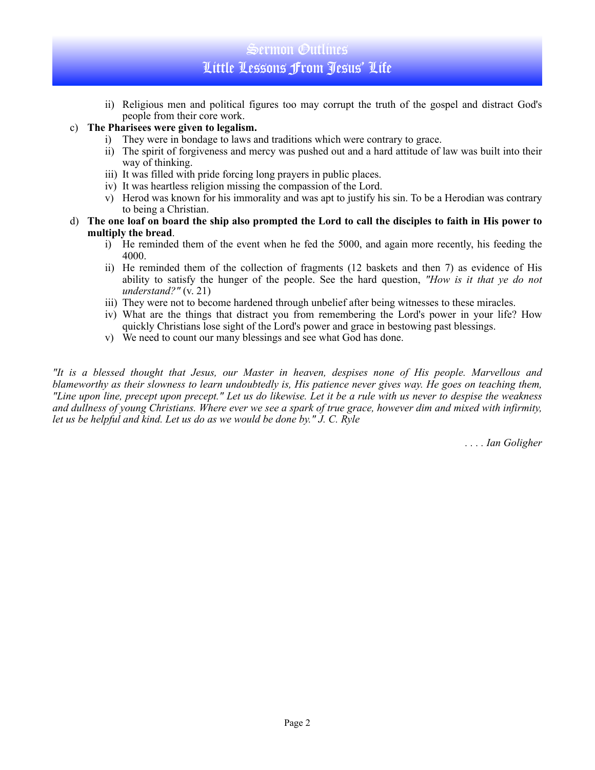- ii) Religious men and political figures too may corrupt the truth of the gospel and distract God's people from their core work.

c) **The Pharisees were given to legalism.**
   - i) They were in bondage to laws and traditions which were contrary to grace.
   - ii) The spirit of forgiveness and mercy was pushed out and a hard attitude of law was built into their way of thinking.
   - iii) It was filled with pride forcing long prayers in public places.
   - iv) It was heartless religion missing the compassion of the Lord.
   - v) Herod was known for his immorality and was apt to justify his sin. To be a Herodian was contrary to being a Christian.

d) **The one loaf on board the ship also prompted the Lord to call the disciples to faith in His power to multiply the bread**.
   - i) He reminded them of the event when he fed the 5000, and again more recently, his feeding the 4000.
   - ii) He reminded them of the collection of fragments (12 baskets and then 7) as evidence of His ability to satisfy the hunger of the people. See the hard question, *"How is it that ye do not understand?"* (v. 21)
   - iii) They were not to become hardened through unbelief after being witnesses to these miracles.
   - iv) What are the things that distract you from remembering the Lord's power in your life? How quickly Christians lose sight of the Lord's power and grace in bestowing past blessings.
   - v) We need to count our many blessings and see what God has done.

*"It is a blessed thought that Jesus, our Master in heaven, despises none of His people. Marvellous and blameworthy as their slowness to learn undoubtedly is, His patience never gives way. He goes on teaching them, "Line upon line, precept upon precept." Let us do likewise. Let it be a rule with us never to despise the weakness and dullness of young Christians. Where ever we see a spark of true grace, however dim and mixed with infirmity, let us be helpful and kind. Let us do as we would be done by." J. C. Ryle*

*. . . . Ian Goligher*